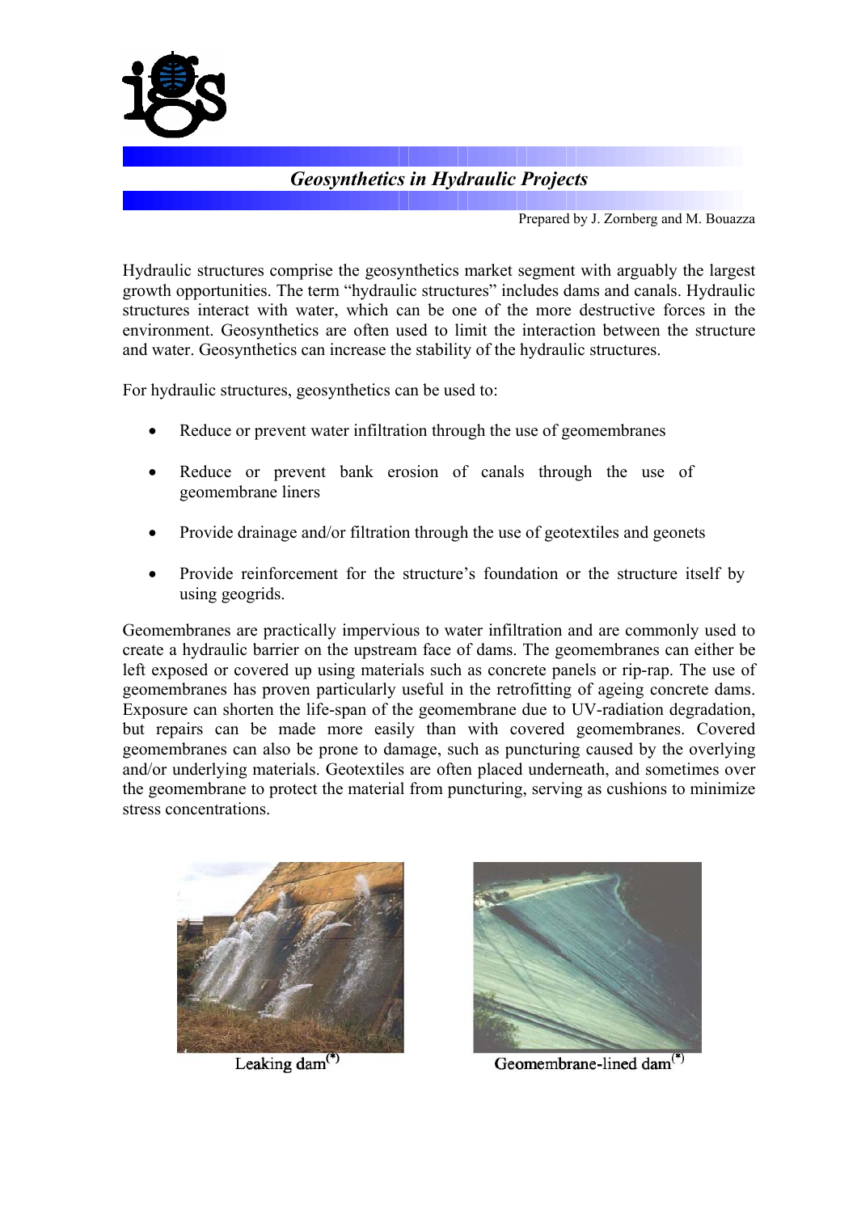# *Geosynthetics in Hydraulic Projects*

Prepared by J. Zornberg and M. Bouazza

Hydraulic structures comprise the geosynthetics market segment with arguably the largest growth opportunities. The term "hydraulic structures" includes dams and canals. Hydraulic structures interact with water, which can be one of the more destructive forces in the environment. Geosynthetics are often used to limit the interaction between the structure and water. Geosynthetics can increase the stability of the hydraulic structures.

For hydraulic structures, geosynthetics can be used to:

- Reduce or prevent water infiltration through the use of geomembranes
- Reduce or prevent bank erosion of canals through the use of geomembrane liners
- Provide drainage and/or filtration through the use of geotextiles and geonets
- Provide reinforcement for the structure's foundation or the structure itself by using geogrids.

Geomembranes are practically impervious to water infiltration and are commonly used to create a hydraulic barrier on the upstream face of dams. The geomembranes can either be left exposed or covered up using materials such as concrete panels or rip-rap. The use of geomembranes has proven particularly useful in the retrofitting of ageing concrete dams. Exposure can shorten the life-span of the geomembrane due to UV-radiation degradation, but repairs can be made more easily than with covered geomembranes. Covered geomembranes can also be prone to damage, such as puncturing caused by the overlying and/or underlying materials. Geotextiles are often placed underneath, and sometimes over the geomembrane to protect the material from puncturing, serving as cushions to minimize stress concentrations.

Leaking dam(*)

Geomembrane-lined dam(*)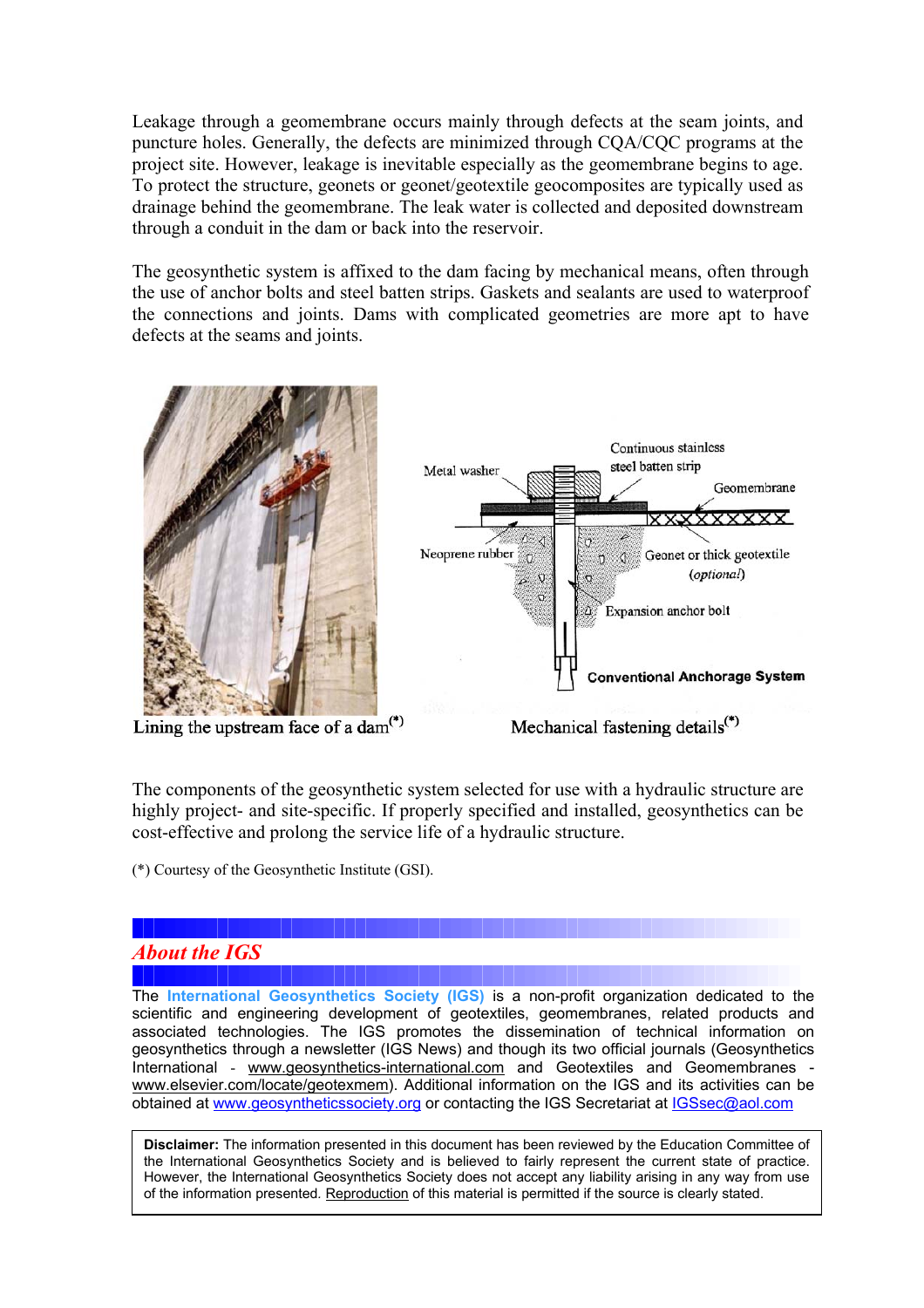Leakage through a geomembrane occurs mainly through defects at the seam joints, and puncture holes. Generally, the defects are minimized through CQA/CQC programs at the project site. However, leakage is inevitable especially as the geomembrane begins to age. To protect the structure, geonets or geonet/geotextile geocomposites are typically used as drainage behind the geomembrane. The leak water is collected and deposited downstream through a conduit in the dam or back into the reservoir.

The geosynthetic system is affixed to the dam facing by mechanical means, often through the use of anchor bolts and steel batten strips. Gaskets and sealants are used to waterproof the connections and joints. Dams with complicated geometries are more apt to have defects at the seams and joints.

Lining the upstream face of a dam(*)

Metal washer

Continuous stainless steel batten strip

Geomembrane

Neoprene rubber

Geonet or thick geotextile (*optional*)

Expansion anchor bolt

**Conventional Anchorage System**

Mechanical fastening details(*)

The components of the geosynthetic system selected for use with a hydraulic structure are highly project- and site-specific. If properly specified and installed, geosynthetics can be cost-effective and prolong the service life of a hydraulic structure.

(*) Courtesy of the Geosynthetic Institute (GSI).

## *About the IGS*

The **International Geosynthetics Society (IGS)** is a non-profit organization dedicated to the scientific and engineering development of geotextiles, geomembranes, related products and associated technologies. The IGS promotes the dissemination of technical information on geosynthetics through a newsletter (IGS News) and though its two official journals (Geosynthetics International - www.geosynthetics-international.com and Geotextiles and Geomembranes - www.elsevier.com/locate/geotexmem). Additional information on the IGS and its activities can be obtained at www.geosyntheticssociety.org or contacting the IGS Secretariat at IGSsec@aol.com

**Disclaimer:** The information presented in this document has been reviewed by the Education Committee of the International Geosynthetics Society and is believed to fairly represent the current state of practice. However, the International Geosynthetics Society does not accept any liability arising in any way from use of the information presented. Reproduction of this material is permitted if the source is clearly stated.